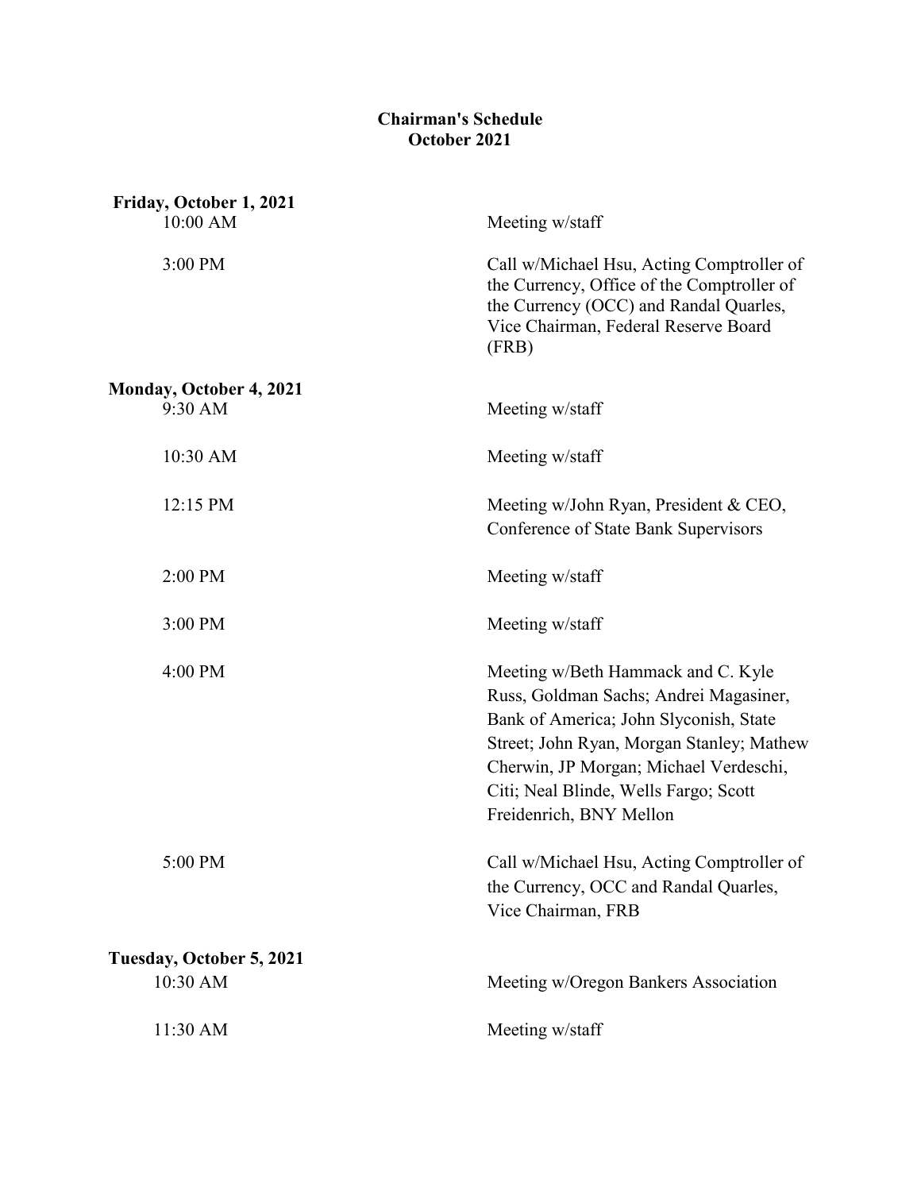# Chairman's Schedule
## October 2021

**Friday, October 1, 2021**

| | |
|---|---|
| 10:00 AM | Meeting w/staff |
| 3:00 PM | Call w/Michael Hsu, Acting Comptroller of the Currency, Office of the Comptroller of the Currency (OCC) and Randal Quarles, Vice Chairman, Federal Reserve Board (FRB) |

**Monday, October 4, 2021**

| | |
|---|---|
| 9:30 AM | Meeting w/staff |
| 10:30 AM | Meeting w/staff |
| 12:15 PM | Meeting w/John Ryan, President & CEO, Conference of State Bank Supervisors |
| 2:00 PM | Meeting w/staff |
| 3:00 PM | Meeting w/staff |
| 4:00 PM | Meeting w/Beth Hammack and C. Kyle Russ, Goldman Sachs; Andrei Magasiner, Bank of America; John Slyconish, State Street; John Ryan, Morgan Stanley; Mathew Cherwin, JP Morgan; Michael Verdeschi, Citi; Neal Blinde, Wells Fargo; Scott Freidenrich, BNY Mellon |
| 5:00 PM | Call w/Michael Hsu, Acting Comptroller of the Currency, OCC and Randal Quarles, Vice Chairman, FRB |

**Tuesday, October 5, 2021**

| | |
|---|---|
| 10:30 AM | Meeting w/Oregon Bankers Association |
| 11:30 AM | Meeting w/staff |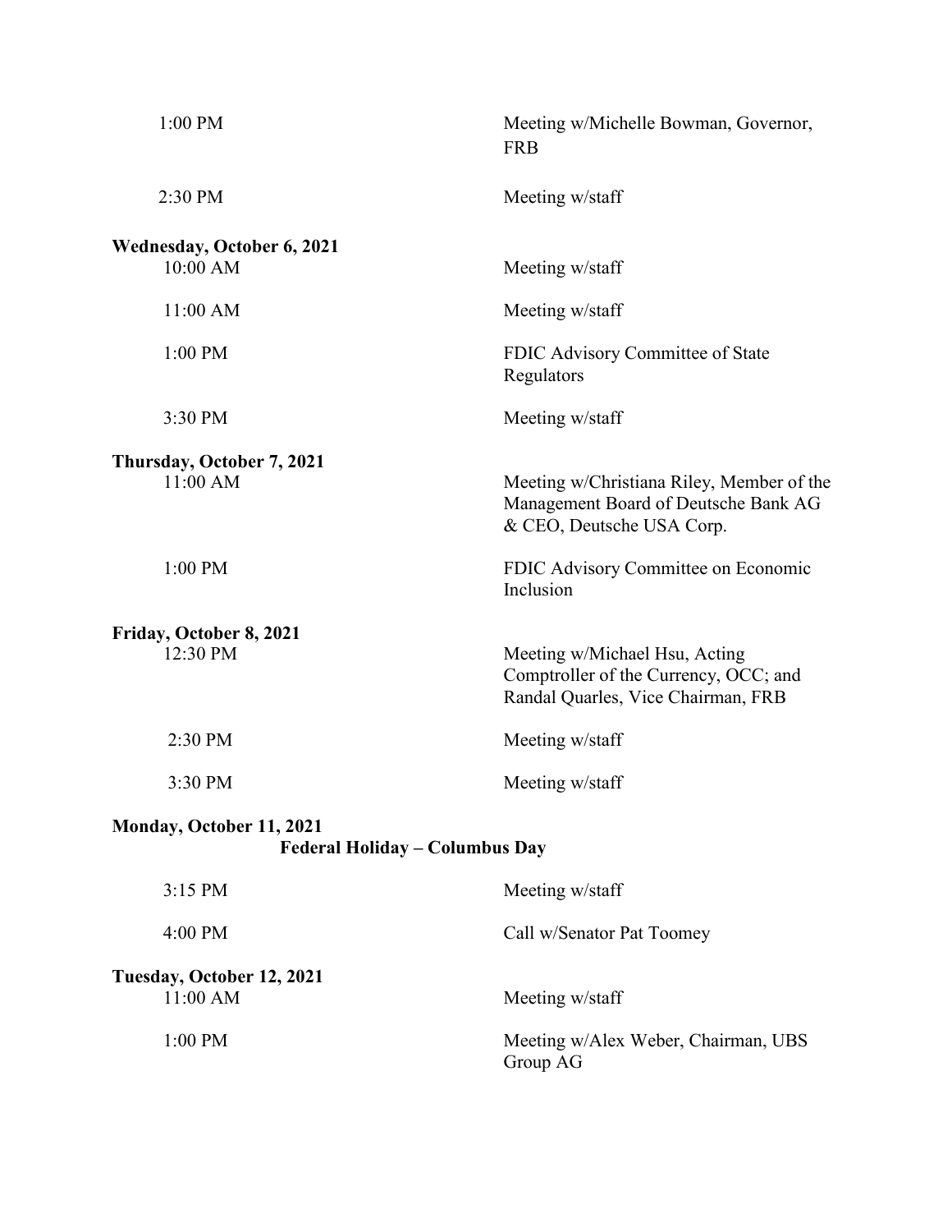| | |
|---|---|
| 1:00 PM | Meeting w/Michelle Bowman, Governor, FRB |
| 2:30 PM | Meeting w/staff |

**Wednesday, October 6, 2021**

| | |
|---|---|
| 10:00 AM | Meeting w/staff |
| 11:00 AM | Meeting w/staff |
| 1:00 PM | FDIC Advisory Committee of State Regulators |
| 3:30 PM | Meeting w/staff |

**Thursday, October 7, 2021**

| | |
|---|---|
| 11:00 AM | Meeting w/Christiana Riley, Member of the Management Board of Deutsche Bank AG & CEO, Deutsche USA Corp. |
| 1:00 PM | FDIC Advisory Committee on Economic Inclusion |

**Friday, October 8, 2021**

| | |
|---|---|
| 12:30 PM | Meeting w/Michael Hsu, Acting Comptroller of the Currency, OCC; and Randal Quarles, Vice Chairman, FRB |
| 2:30 PM | Meeting w/staff |
| 3:30 PM | Meeting w/staff |

**Monday, October 11, 2021**

**Federal Holiday – Columbus Day**

| | |
|---|---|
| 3:15 PM | Meeting w/staff |
| 4:00 PM | Call w/Senator Pat Toomey |

**Tuesday, October 12, 2021**

| | |
|---|---|
| 11:00 AM | Meeting w/staff |
| 1:00 PM | Meeting w/Alex Weber, Chairman, UBS Group AG |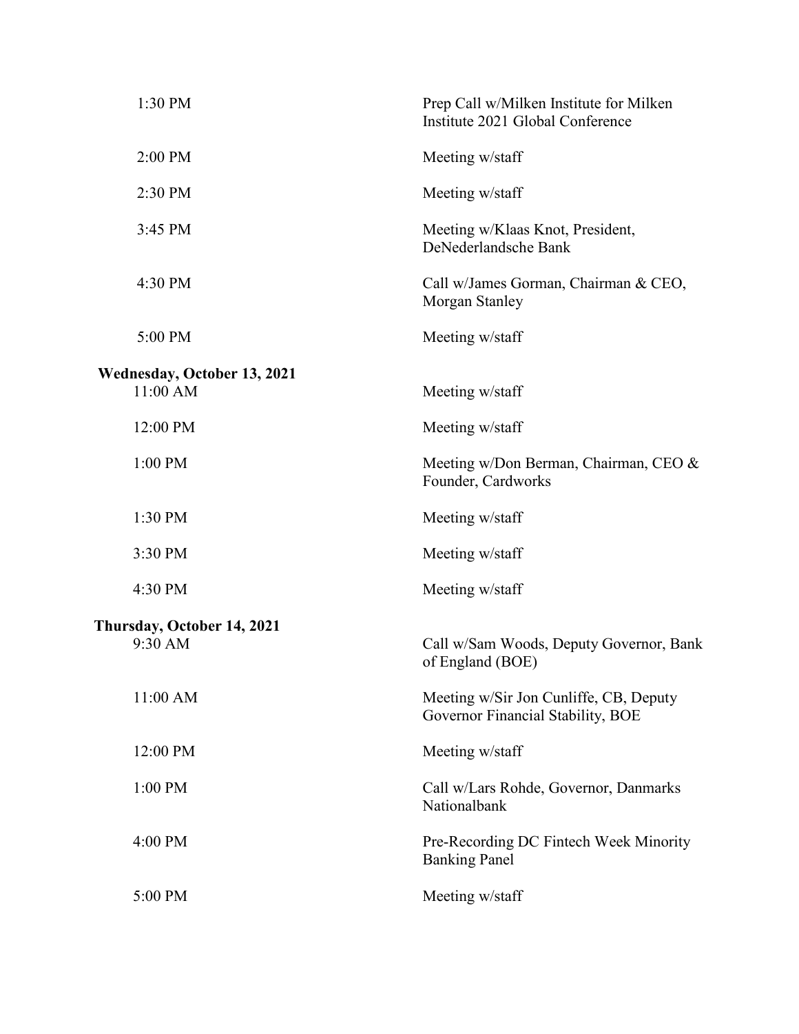| | |
|---|---|
| 1:30 PM | Prep Call w/Milken Institute for Milken Institute 2021 Global Conference |
| 2:00 PM | Meeting w/staff |
| 2:30 PM | Meeting w/staff |
| 3:45 PM | Meeting w/Klaas Knot, President, DeNederlandsche Bank |
| 4:30 PM | Call w/James Gorman, Chairman & CEO, Morgan Stanley |
| 5:00 PM | Meeting w/staff |

**Wednesday, October 13, 2021**

| | |
|---|---|
| 11:00 AM | Meeting w/staff |
| 12:00 PM | Meeting w/staff |
| 1:00 PM | Meeting w/Don Berman, Chairman, CEO & Founder, Cardworks |
| 1:30 PM | Meeting w/staff |
| 3:30 PM | Meeting w/staff |
| 4:30 PM | Meeting w/staff |

**Thursday, October 14, 2021**

| | |
|---|---|
| 9:30 AM | Call w/Sam Woods, Deputy Governor, Bank of England (BOE) |
| 11:00 AM | Meeting w/Sir Jon Cunliffe, CB, Deputy Governor Financial Stability, BOE |
| 12:00 PM | Meeting w/staff |
| 1:00 PM | Call w/Lars Rohde, Governor, Danmarks Nationalbank |
| 4:00 PM | Pre-Recording DC Fintech Week Minority Banking Panel |
| 5:00 PM | Meeting w/staff |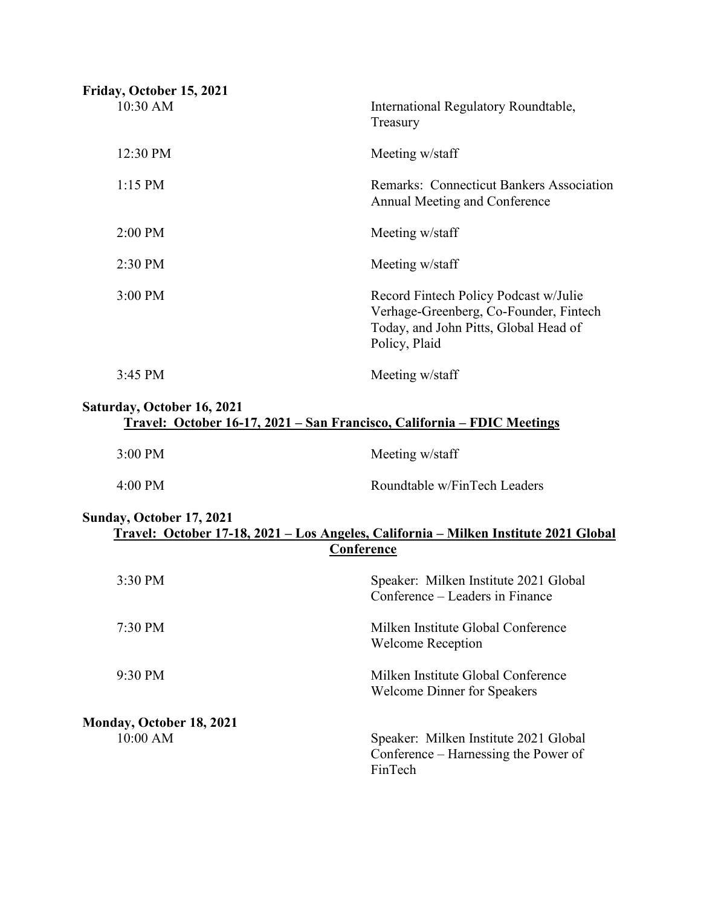**Friday, October 15, 2021**

| Time | Event |
|---|---|
| 10:30 AM | International Regulatory Roundtable, Treasury |
| 12:30 PM | Meeting w/staff |
| 1:15 PM | Remarks: Connecticut Bankers Association Annual Meeting and Conference |
| 2:00 PM | Meeting w/staff |
| 2:30 PM | Meeting w/staff |
| 3:00 PM | Record Fintech Policy Podcast w/Julie Verhage-Greenberg, Co-Founder, Fintech Today, and John Pitts, Global Head of Policy, Plaid |
| 3:45 PM | Meeting w/staff |

**Saturday, October 16, 2021**

**Travel: October 16-17, 2021 – San Francisco, California – FDIC Meetings**

| Time | Event |
|---|---|
| 3:00 PM | Meeting w/staff |
| 4:00 PM | Roundtable w/FinTech Leaders |

**Sunday, October 17, 2021**

**Travel: October 17-18, 2021 – Los Angeles, California – Milken Institute 2021 Global Conference**

| Time | Event |
|---|---|
| 3:30 PM | Speaker: Milken Institute 2021 Global Conference – Leaders in Finance |
| 7:30 PM | Milken Institute Global Conference Welcome Reception |
| 9:30 PM | Milken Institute Global Conference Welcome Dinner for Speakers |

**Monday, October 18, 2021**

| Time | Event |
|---|---|
| 10:00 AM | Speaker: Milken Institute 2021 Global Conference – Harnessing the Power of FinTech |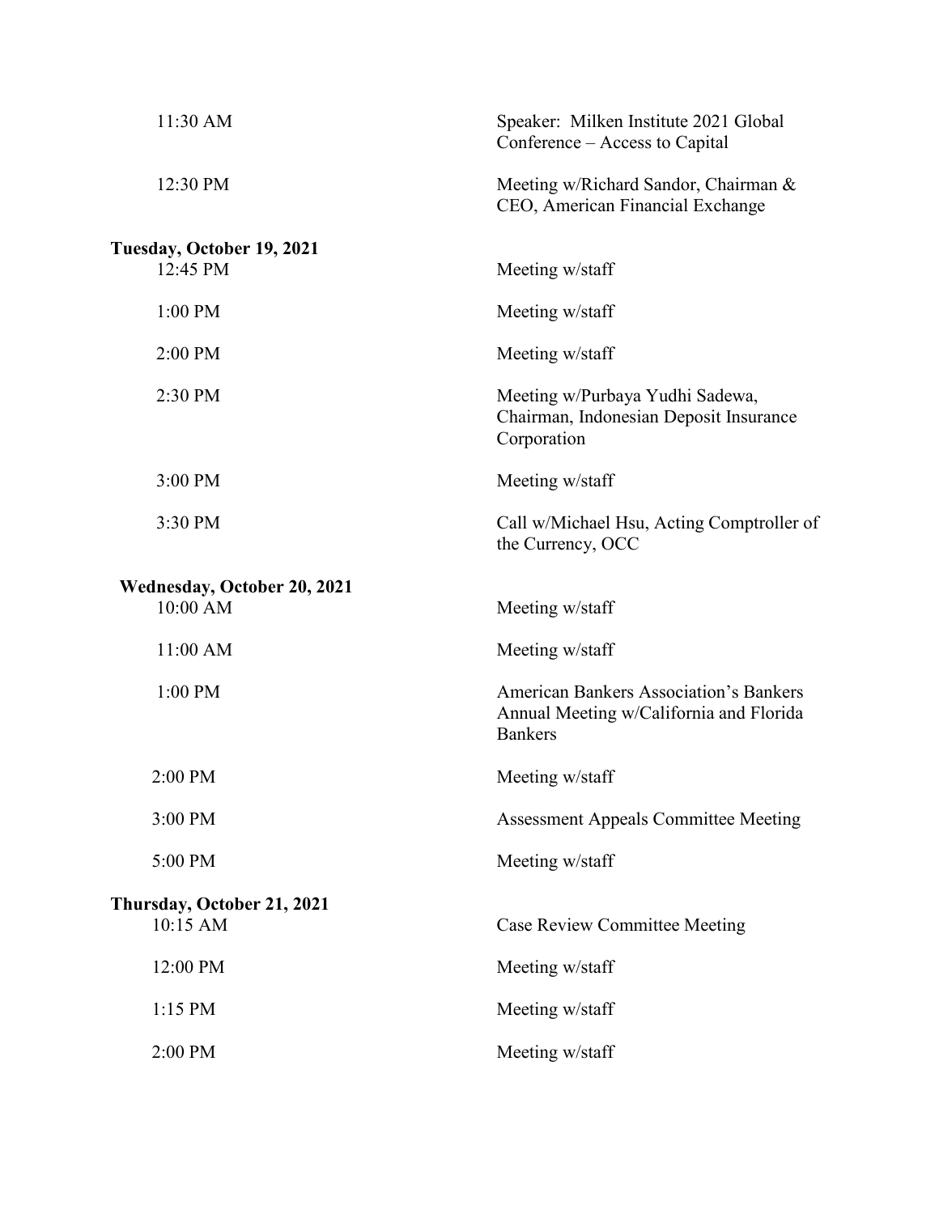| | |
|---|---|
| 11:30 AM | Speaker: Milken Institute 2021 Global Conference – Access to Capital |
| 12:30 PM | Meeting w/Richard Sandor, Chairman & CEO, American Financial Exchange |

**Tuesday, October 19, 2021**

| | |
|---|---|
| 12:45 PM | Meeting w/staff |
| 1:00 PM | Meeting w/staff |
| 2:00 PM | Meeting w/staff |
| 2:30 PM | Meeting w/Purbaya Yudhi Sadewa, Chairman, Indonesian Deposit Insurance Corporation |
| 3:00 PM | Meeting w/staff |
| 3:30 PM | Call w/Michael Hsu, Acting Comptroller of the Currency, OCC |

**Wednesday, October 20, 2021**

| | |
|---|---|
| 10:00 AM | Meeting w/staff |
| 11:00 AM | Meeting w/staff |
| 1:00 PM | American Bankers Association's Bankers Annual Meeting w/California and Florida Bankers |
| 2:00 PM | Meeting w/staff |
| 3:00 PM | Assessment Appeals Committee Meeting |
| 5:00 PM | Meeting w/staff |

**Thursday, October 21, 2021**

| | |
|---|---|
| 10:15 AM | Case Review Committee Meeting |
| 12:00 PM | Meeting w/staff |
| 1:15 PM | Meeting w/staff |
| 2:00 PM | Meeting w/staff |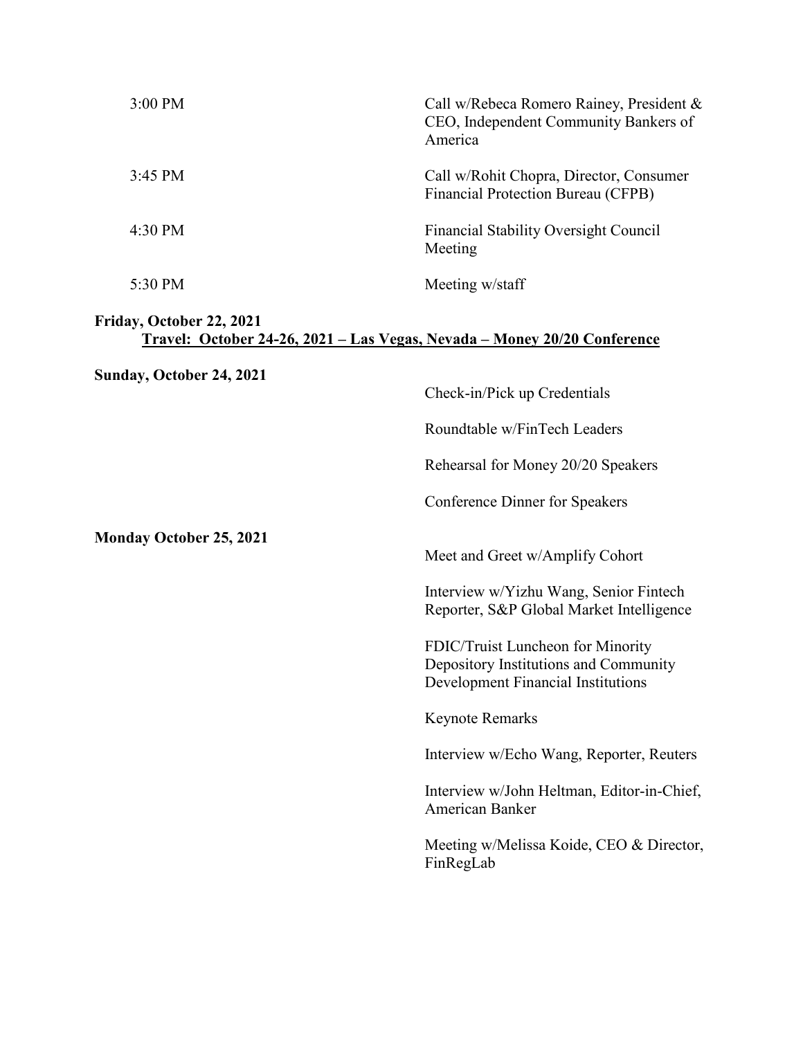| | |
|---|---|
| 3:00 PM | Call w/Rebeca Romero Rainey, President & CEO, Independent Community Bankers of America |
| 3:45 PM | Call w/Rohit Chopra, Director, Consumer Financial Protection Bureau (CFPB) |
| 4:30 PM | Financial Stability Oversight Council Meeting |
| 5:30 PM | Meeting w/staff |

**Friday, October 22, 2021**

**Travel: October 24-26, 2021 – Las Vegas, Nevada – Money 20/20 Conference**

**Sunday, October 24, 2021**

Check-in/Pick up Credentials

Roundtable w/FinTech Leaders

Rehearsal for Money 20/20 Speakers

Conference Dinner for Speakers

**Monday October 25, 2021**

Meet and Greet w/Amplify Cohort

Interview w/Yizhu Wang, Senior Fintech Reporter, S&P Global Market Intelligence

FDIC/Truist Luncheon for Minority Depository Institutions and Community Development Financial Institutions

Keynote Remarks

Interview w/Echo Wang, Reporter, Reuters

Interview w/John Heltman, Editor-in-Chief, American Banker

Meeting w/Melissa Koide, CEO & Director, FinRegLab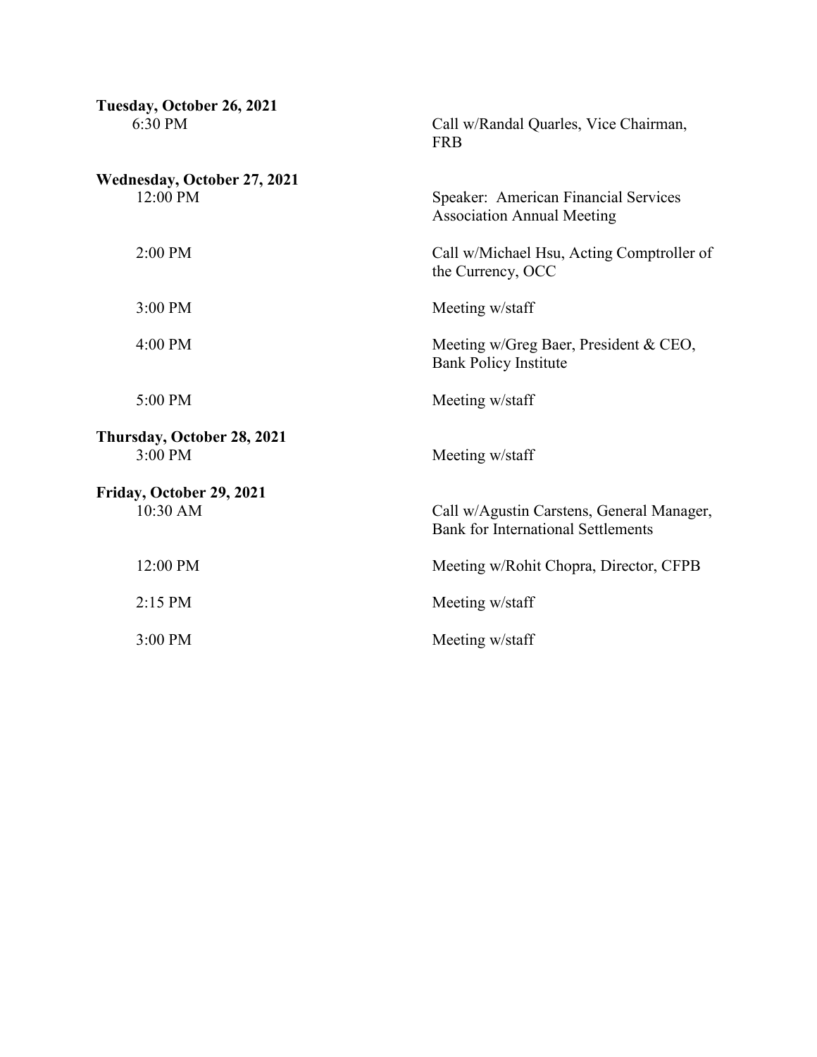**Tuesday, October 26, 2021**

| | |
|---|---|
| 6:30 PM | Call w/Randal Quarles, Vice Chairman, FRB |

**Wednesday, October 27, 2021**

| | |
|---|---|
| 12:00 PM | Speaker: American Financial Services Association Annual Meeting |
| 2:00 PM | Call w/Michael Hsu, Acting Comptroller of the Currency, OCC |
| 3:00 PM | Meeting w/staff |
| 4:00 PM | Meeting w/Greg Baer, President & CEO, Bank Policy Institute |
| 5:00 PM | Meeting w/staff |

**Thursday, October 28, 2021**

| | |
|---|---|
| 3:00 PM | Meeting w/staff |

**Friday, October 29, 2021**

| | |
|---|---|
| 10:30 AM | Call w/Agustin Carstens, General Manager, Bank for International Settlements |
| 12:00 PM | Meeting w/Rohit Chopra, Director, CFPB |
| 2:15 PM | Meeting w/staff |
| 3:00 PM | Meeting w/staff |